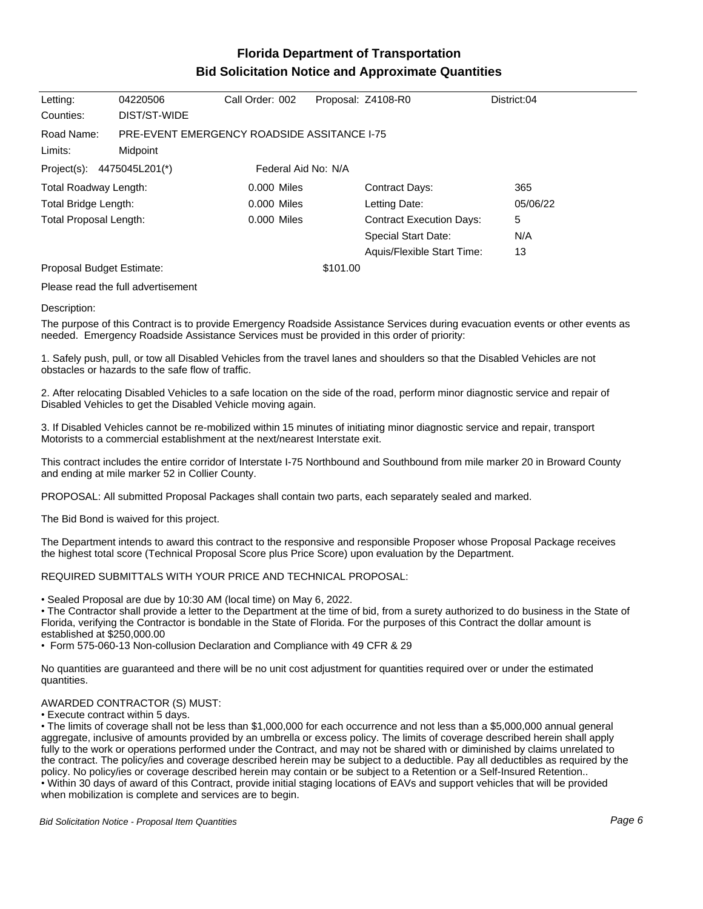# Florida Department of Transportation
## Bid Solicitation Notice and Approximate Quantities

| Letting: | 04220506 | Call Order: 002 | Proposal: Z4108-R0 | District:04 |
|---|---|---|---|---|
| Counties: | DIST/ST-WIDE | | | |

Road Name: PRE-EVENT EMERGENCY ROADSIDE ASSITANCE I-75

Limits: Midpoint

Project(s): 4475045L201(*) Federal Aid No: N/A

| | | | |
|---|---|---|---|
| Total Roadway Length: | 0.000 Miles | Contract Days: | 365 |
| Total Bridge Length: | 0.000 Miles | Letting Date: | 05/06/22 |
| Total Proposal Length: | 0.000 Miles | Contract Execution Days: | 5 |
| | | Special Start Date: | N/A |
| | | Aquis/Flexible Start Time: | 13 |

Proposal Budget Estimate: $101.00

Please read the full advertisement

Description:

The purpose of this Contract is to provide Emergency Roadside Assistance Services during evacuation events or other events as needed. Emergency Roadside Assistance Services must be provided in this order of priority:

1. Safely push, pull, or tow all Disabled Vehicles from the travel lanes and shoulders so that the Disabled Vehicles are not obstacles or hazards to the safe flow of traffic.

2. After relocating Disabled Vehicles to a safe location on the side of the road, perform minor diagnostic service and repair of Disabled Vehicles to get the Disabled Vehicle moving again.

3. If Disabled Vehicles cannot be re-mobilized within 15 minutes of initiating minor diagnostic service and repair, transport Motorists to a commercial establishment at the next/nearest Interstate exit.

This contract includes the entire corridor of Interstate I-75 Northbound and Southbound from mile marker 20 in Broward County and ending at mile marker 52 in Collier County.

PROPOSAL: All submitted Proposal Packages shall contain two parts, each separately sealed and marked.

The Bid Bond is waived for this project.

The Department intends to award this contract to the responsive and responsible Proposer whose Proposal Package receives the highest total score (Technical Proposal Score plus Price Score) upon evaluation by the Department.

REQUIRED SUBMITTALS WITH YOUR PRICE AND TECHNICAL PROPOSAL:

- Sealed Proposal are due by 10:30 AM (local time) on May 6, 2022.
- The Contractor shall provide a letter to the Department at the time of bid, from a surety authorized to do business in the State of Florida, verifying the Contractor is bondable in the State of Florida. For the purposes of this Contract the dollar amount is established at $250,000.00
- Form 575-060-13 Non-collusion Declaration and Compliance with 49 CFR & 29

No quantities are guaranteed and there will be no unit cost adjustment for quantities required over or under the estimated quantities.

AWARDED CONTRACTOR (S) MUST:

- Execute contract within 5 days.
- The limits of coverage shall not be less than $1,000,000 for each occurrence and not less than a $5,000,000 annual general aggregate, inclusive of amounts provided by an umbrella or excess policy. The limits of coverage described herein shall apply fully to the work or operations performed under the Contract, and may not be shared with or diminished by claims unrelated to the contract. The policy/ies and coverage described herein may be subject to a deductible. Pay all deductibles as required by the policy. No policy/ies or coverage described herein may contain or be subject to a Retention or a Self-Insured Retention..
- Within 30 days of award of this Contract, provide initial staging locations of EAVs and support vehicles that will be provided when mobilization is complete and services are to begin.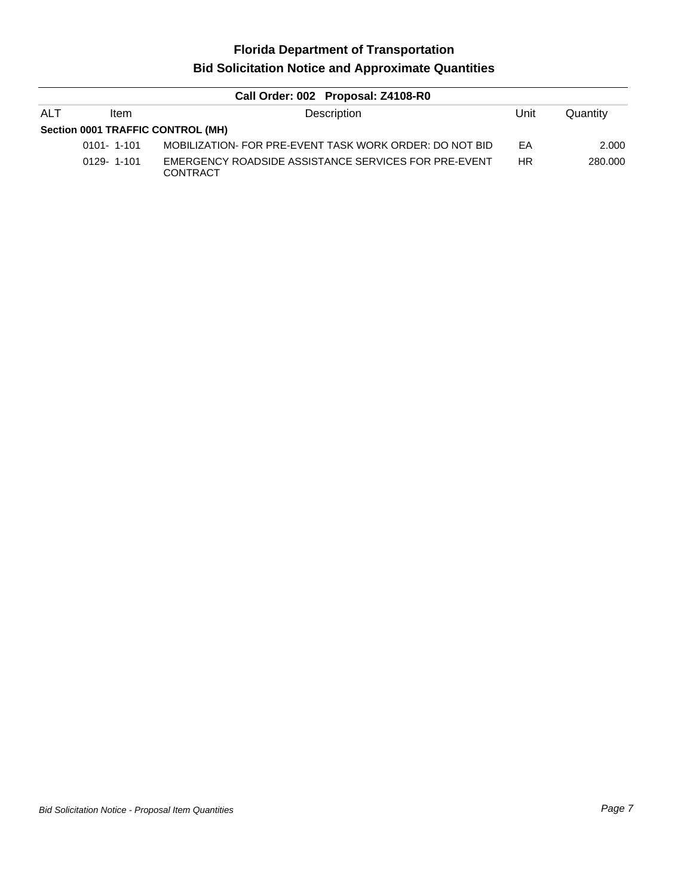# Florida Department of Transportation

## Bid Solicitation Notice and Approximate Quantities

### Call Order: 002 Proposal: Z4108-R0

| ALT | Item | Description | Unit | Quantity |
|---|---|---|---|---|
| **Section 0001 TRAFFIC CONTROL (MH)** | | | | |
| | 0101- 1-101 | MOBILIZATION- FOR PRE-EVENT TASK WORK ORDER: DO NOT BID | EA | 2.000 |
| | 0129- 1-101 | EMERGENCY ROADSIDE ASSISTANCE SERVICES FOR PRE-EVENT CONTRACT | HR | 280.000 |